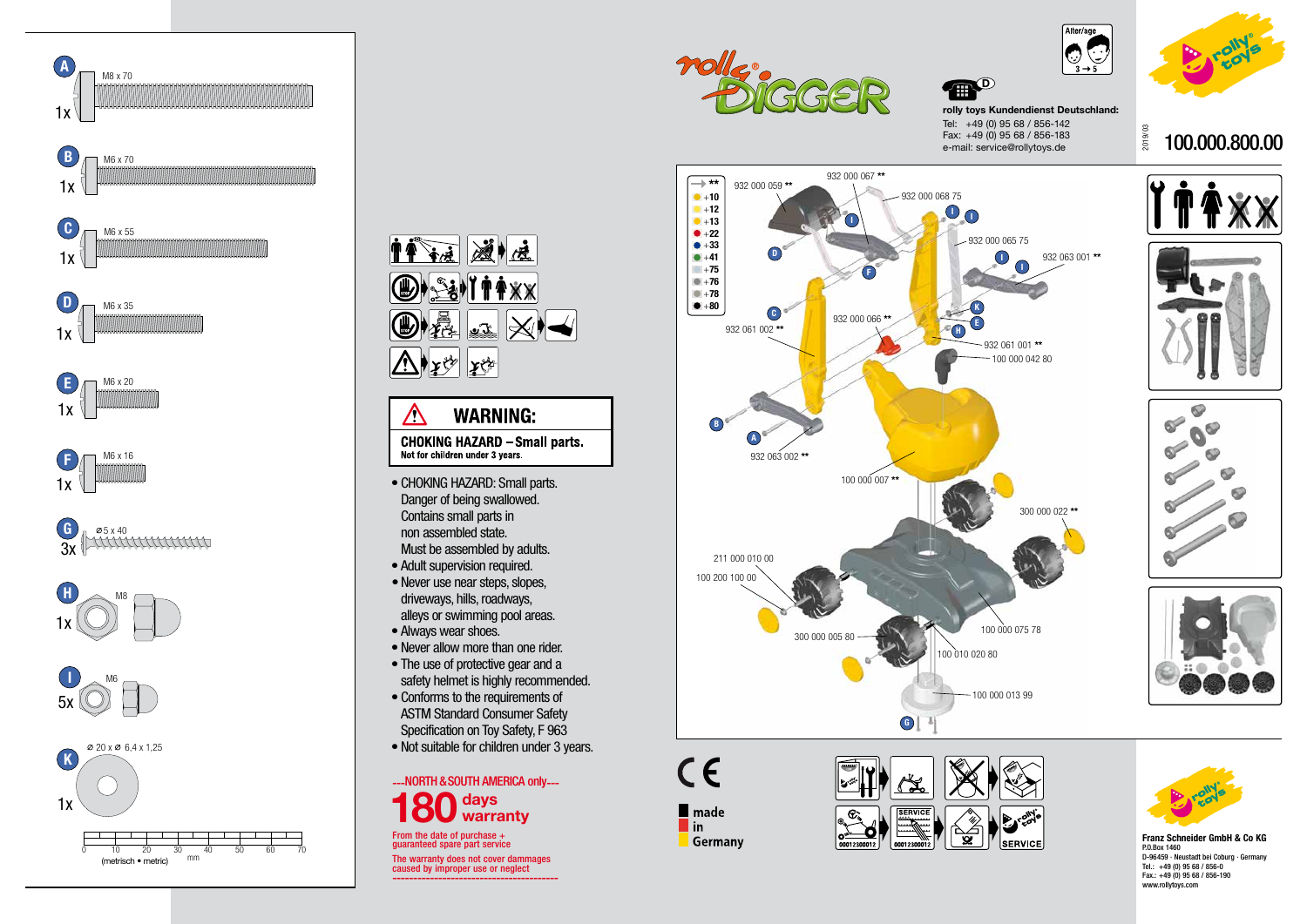**A** M8 x 70 — 1x

**B** M6 x 70 — 1x

**C** M6 x 55 — 1x

**D** M6 x 35 — 1x

**E** M6 x 20 — 1x

**F** M6 x 16 — 1x

**G** ø 5 x 40 — 3x

**H** M8 — 1x

**I** M6 — 5x

**K** ø 20 x ø 6,4 x 1,25 — 1x

0 10 20 30 40 50 60 70 mm
(metrisch • metric)

# rolly DIGGER

Alter/age 3 → 5

**rolly toys Kundendienst Deutschland:**
Tel: +49 (0) 95 68 / 856-142
Fax: +49 (0) 95 68 / 856-183
e-mail: service@rollytoys.de

2019/03

**100.000.800.00**

## ⚠ WARNING:

**CHOKING HAZARD – Small parts.**
**Not for children under 3 years.**

- CHOKING HAZARD: Small parts. Danger of being swallowed. Contains small parts in non assembled state. Must be assembled by adults.
- Adult supervision required.
- Never use near steps, slopes, driveways, hills, roadways, alleys or swimming pool areas.
- Always wear shoes.
- Never allow more than one rider.
- The use of protective gear and a safety helmet is highly recommended.
- Conforms to the requirements of ASTM Standard Consumer Safety Specification on Toy Safety, F 963
- Not suitable for children under 3 years.

---NORTH & SOUTH AMERICA only---

**180 days warranty**

From the date of purchase + guaranteed spare part service

The warranty does not cover dammages caused by improper use or neglect

| → ** |
|---|
| +10 |
| +12 |
| +13 |
| +22 |
| +33 |
| +41 |
| +75 |
| +76 |
| +78 |
| +80 |

932 000 059 **
932 000 067 **
932 000 068 75
932 000 065 75
932 063 001 **
932 061 002 **
932 000 066 **
932 061 001 **
100 000 042 80
932 063 002 **
100 000 007 **
300 000 022 **
211 000 010 00
100 200 100 00
300 000 005 80
100 000 075 78
100 010 020 80
100 000 013 99

CE

made in Germany

SERVICE
00012300012
00012300012
SERVICE

**Franz Schneider GmbH & Co KG**
P.O.Box 1460
D-96459 · Neustadt bei Coburg · Germany
Tel.: +49 (0) 95 68 / 856-0
Fax.: +49 (0) 95 68 / 856-190
www.rollytoys.com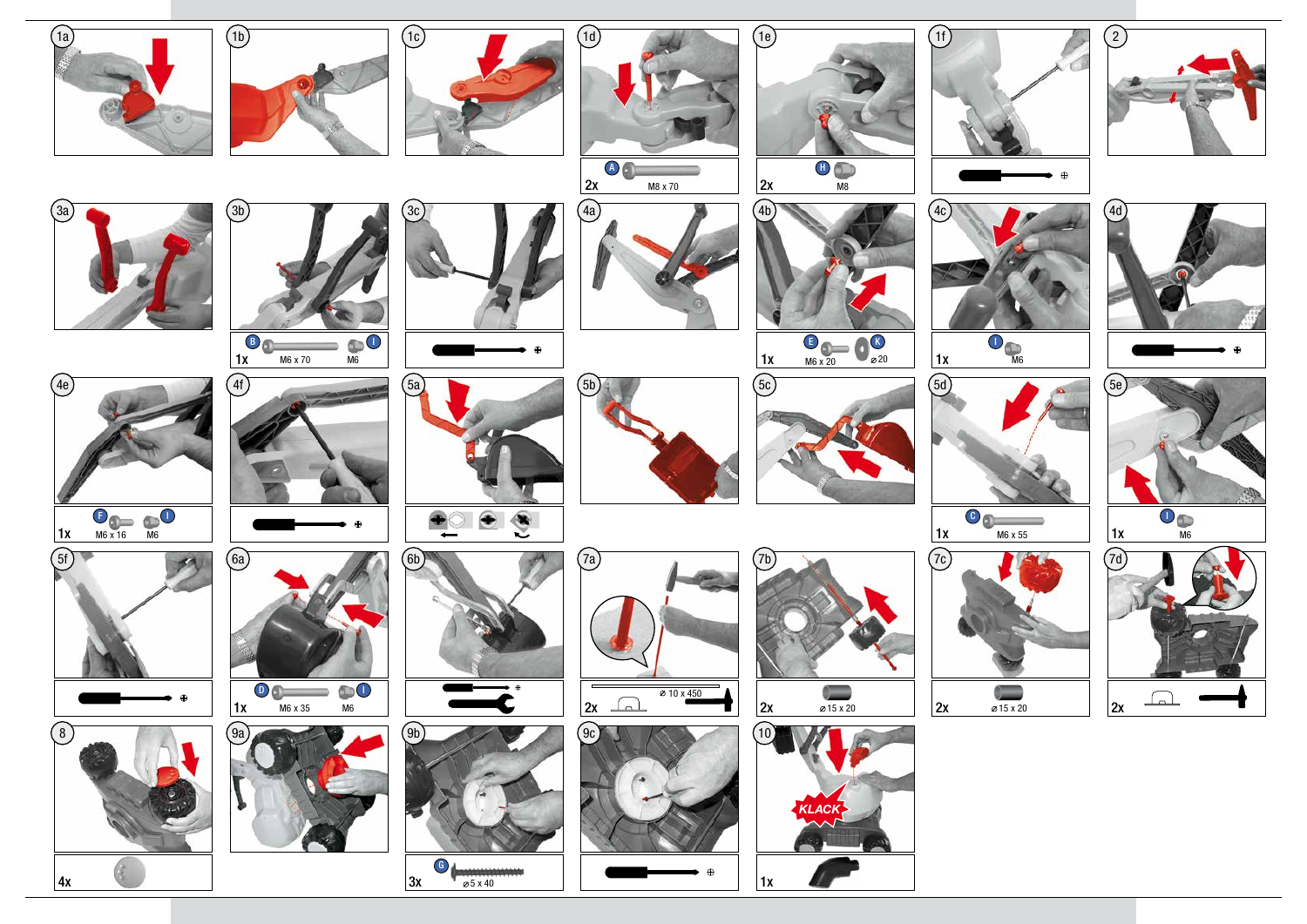1a

1b

1c

1d

A
2x M8 x 70

1e

H
2x M8

1f

2

3a

3b

B I
1x M6 x 70 M6

3c

4a

4b

E K
1x M6 x 20 ⌀ 20

4c

I
1x M6

4d

4e

F I
1x M6 x 16 M6

4f

5a

5b

5c

5d

C
1x M6 x 55

5e

I
1x M6

5f

6a

D I
1x M6 x 35 M6

6b

7a

⌀ 10 x 450
2x

7b

2x ⌀ 15 x 20

7c

2x ⌀ 15 x 20

7d

2x

8

4x

9a

9b

G
3x ⌀ 5 x 40

9c

10

KLACK

1x